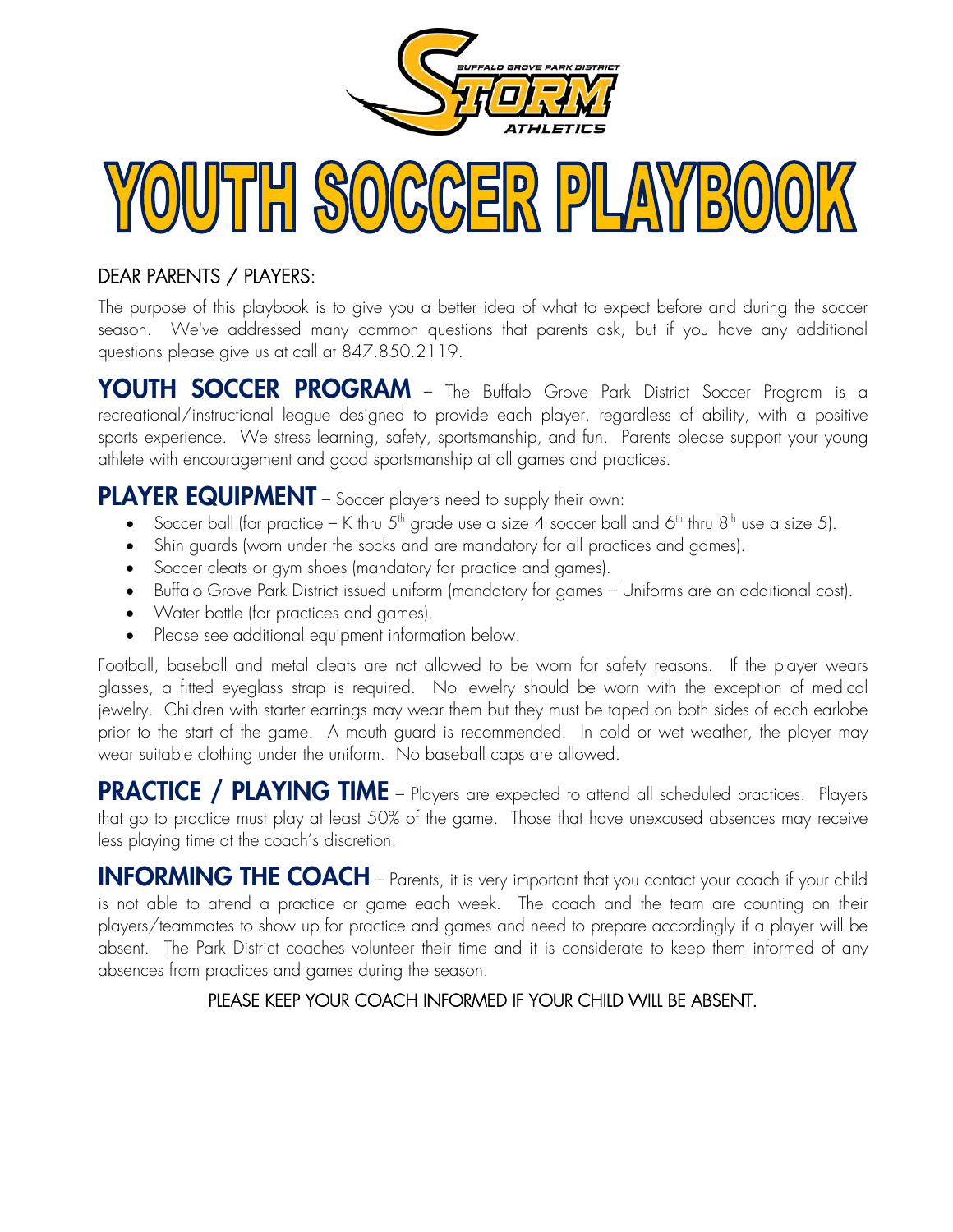# YOUTH SOCCER PLAYBOOK

## DEAR PARENTS / PLAYERS:

The purpose of this playbook is to give you a better idea of what to expect before and during the soccer season. We've addressed many common questions that parents ask, but if you have any additional questions please give us at call at 847.850.2119.

**YOUTH SOCCER PROGRAM** – The Buffalo Grove Park District Soccer Program is a recreational/instructional league designed to provide each player, regardless of ability, with a positive sports experience. We stress learning, safety, sportsmanship, and fun. Parents please support your young athlete with encouragement and good sportsmanship at all games and practices.

**PLAYER EQUIPMENT** – Soccer players need to supply their own:

- Soccer ball (for practice – K thru 5th grade use a size 4 soccer ball and 6th thru 8th use a size 5).
- Shin guards (worn under the socks and are mandatory for all practices and games).
- Soccer cleats or gym shoes (mandatory for practice and games).
- Buffalo Grove Park District issued uniform (mandatory for games – Uniforms are an additional cost).
- Water bottle (for practices and games).
- Please see additional equipment information below.

Football, baseball and metal cleats are not allowed to be worn for safety reasons. If the player wears glasses, a fitted eyeglass strap is required. No jewelry should be worn with the exception of medical jewelry. Children with starter earrings may wear them but they must be taped on both sides of each earlobe prior to the start of the game. A mouth guard is recommended. In cold or wet weather, the player may wear suitable clothing under the uniform. No baseball caps are allowed.

**PRACTICE / PLAYING TIME** – Players are expected to attend all scheduled practices. Players that go to practice must play at least 50% of the game. Those that have unexcused absences may receive less playing time at the coach's discretion.

**INFORMING THE COACH** – Parents, it is very important that you contact your coach if your child is not able to attend a practice or game each week. The coach and the team are counting on their players/teammates to show up for practice and games and need to prepare accordingly if a player will be absent. The Park District coaches volunteer their time and it is considerate to keep them informed of any absences from practices and games during the season.

PLEASE KEEP YOUR COACH INFORMED IF YOUR CHILD WILL BE ABSENT.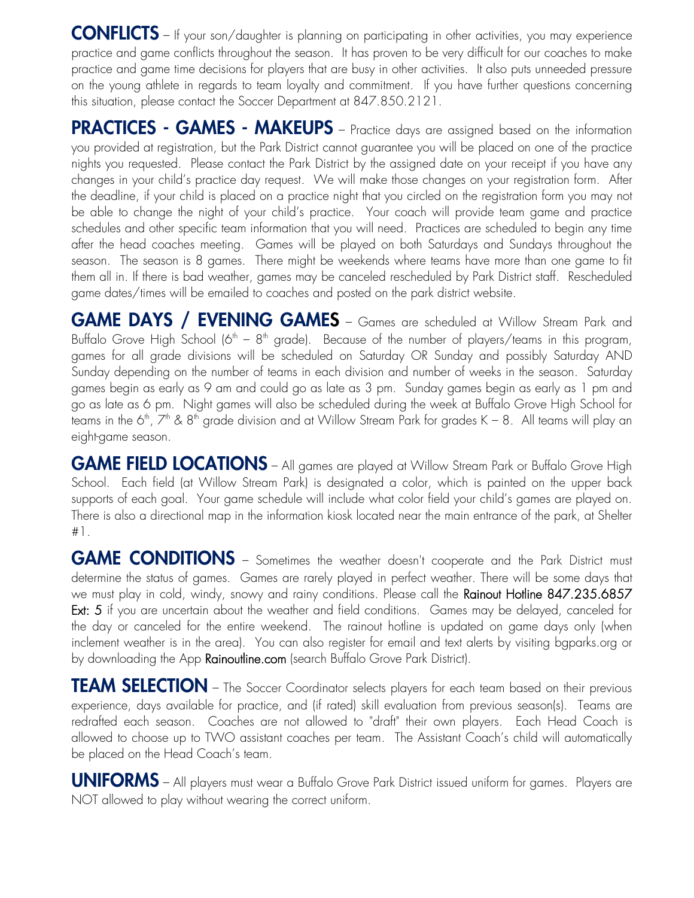**CONFLICTS** – If your son/daughter is planning on participating in other activities, you may experience practice and game conflicts throughout the season. It has proven to be very difficult for our coaches to make practice and game time decisions for players that are busy in other activities. It also puts unneeded pressure on the young athlete in regards to team loyalty and commitment. If you have further questions concerning this situation, please contact the Soccer Department at 847.850.2121.

**PRACTICES - GAMES - MAKEUPS** – Practice days are assigned based on the information you provided at registration, but the Park District cannot guarantee you will be placed on one of the practice nights you requested. Please contact the Park District by the assigned date on your receipt if you have any changes in your child's practice day request. We will make those changes on your registration form. After the deadline, if your child is placed on a practice night that you circled on the registration form you may not be able to change the night of your child's practice. Your coach will provide team game and practice schedules and other specific team information that you will need. Practices are scheduled to begin any time after the head coaches meeting. Games will be played on both Saturdays and Sundays throughout the season. The season is 8 games. There might be weekends where teams have more than one game to fit them all in. If there is bad weather, games may be canceled rescheduled by Park District staff. Rescheduled game dates/times will be emailed to coaches and posted on the park district website.

**GAME DAYS / EVENING GAMES** – Games are scheduled at Willow Stream Park and Buffalo Grove High School (6th – 8th grade). Because of the number of players/teams in this program, games for all grade divisions will be scheduled on Saturday OR Sunday and possibly Saturday AND Sunday depending on the number of teams in each division and number of weeks in the season. Saturday games begin as early as 9 am and could go as late as 3 pm. Sunday games begin as early as 1 pm and go as late as 6 pm. Night games will also be scheduled during the week at Buffalo Grove High School for teams in the 6th, 7th & 8th grade division and at Willow Stream Park for grades K – 8. All teams will play an eight-game season.

**GAME FIELD LOCATIONS** – All games are played at Willow Stream Park or Buffalo Grove High School. Each field (at Willow Stream Park) is designated a color, which is painted on the upper back supports of each goal. Your game schedule will include what color field your child's games are played on. There is also a directional map in the information kiosk located near the main entrance of the park, at Shelter #1.

**GAME CONDITIONS** – Sometimes the weather doesn't cooperate and the Park District must determine the status of games. Games are rarely played in perfect weather. There will be some days that we must play in cold, windy, snowy and rainy conditions. Please call the Rainout Hotline 847.235.6857 Ext: 5 if you are uncertain about the weather and field conditions. Games may be delayed, canceled for the day or canceled for the entire weekend. The rainout hotline is updated on game days only (when inclement weather is in the area). You can also register for email and text alerts by visiting bgparks.org or by downloading the App Rainoutline.com (search Buffalo Grove Park District).

**TEAM SELECTION** – The Soccer Coordinator selects players for each team based on their previous experience, days available for practice, and (if rated) skill evaluation from previous season(s). Teams are redrafted each season. Coaches are not allowed to "draft" their own players. Each Head Coach is allowed to choose up to TWO assistant coaches per team. The Assistant Coach's child will automatically be placed on the Head Coach's team.

**UNIFORMS** – All players must wear a Buffalo Grove Park District issued uniform for games. Players are NOT allowed to play without wearing the correct uniform.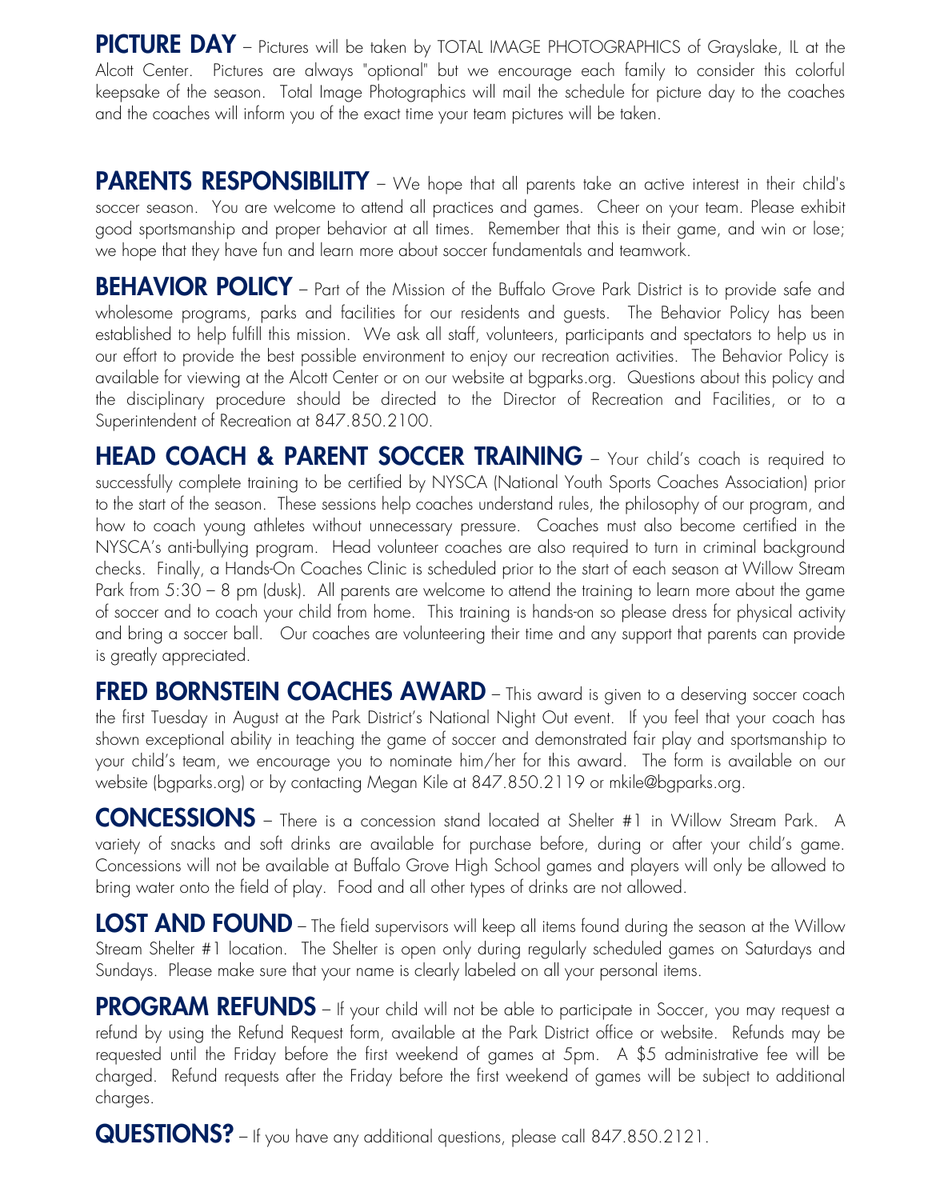**PICTURE DAY** – Pictures will be taken by TOTAL IMAGE PHOTOGRAPHICS of Grayslake, IL at the Alcott Center. Pictures are always "optional" but we encourage each family to consider this colorful keepsake of the season. Total Image Photographics will mail the schedule for picture day to the coaches and the coaches will inform you of the exact time your team pictures will be taken.

**PARENTS RESPONSIBILITY** – We hope that all parents take an active interest in their child's soccer season. You are welcome to attend all practices and games. Cheer on your team. Please exhibit good sportsmanship and proper behavior at all times. Remember that this is their game, and win or lose; we hope that they have fun and learn more about soccer fundamentals and teamwork.

**BEHAVIOR POLICY** – Part of the Mission of the Buffalo Grove Park District is to provide safe and wholesome programs, parks and facilities for our residents and guests. The Behavior Policy has been established to help fulfill this mission. We ask all staff, volunteers, participants and spectators to help us in our effort to provide the best possible environment to enjoy our recreation activities. The Behavior Policy is available for viewing at the Alcott Center or on our website at bgparks.org. Questions about this policy and the disciplinary procedure should be directed to the Director of Recreation and Facilities, or to a Superintendent of Recreation at 847.850.2100.

**HEAD COACH & PARENT SOCCER TRAINING** – Your child's coach is required to successfully complete training to be certified by NYSCA (National Youth Sports Coaches Association) prior to the start of the season. These sessions help coaches understand rules, the philosophy of our program, and how to coach young athletes without unnecessary pressure. Coaches must also become certified in the NYSCA's anti-bullying program. Head volunteer coaches are also required to turn in criminal background checks. Finally, a Hands-On Coaches Clinic is scheduled prior to the start of each season at Willow Stream Park from 5:30 – 8 pm (dusk). All parents are welcome to attend the training to learn more about the game of soccer and to coach your child from home. This training is hands-on so please dress for physical activity and bring a soccer ball. Our coaches are volunteering their time and any support that parents can provide is greatly appreciated.

**FRED BORNSTEIN COACHES AWARD** – This award is given to a deserving soccer coach the first Tuesday in August at the Park District's National Night Out event. If you feel that your coach has shown exceptional ability in teaching the game of soccer and demonstrated fair play and sportsmanship to your child's team, we encourage you to nominate him/her for this award. The form is available on our website (bgparks.org) or by contacting Megan Kile at 847.850.2119 or mkile@bgparks.org.

**CONCESSIONS** – There is a concession stand located at Shelter #1 in Willow Stream Park. A variety of snacks and soft drinks are available for purchase before, during or after your child's game. Concessions will not be available at Buffalo Grove High School games and players will only be allowed to bring water onto the field of play. Food and all other types of drinks are not allowed.

**LOST AND FOUND** – The field supervisors will keep all items found during the season at the Willow Stream Shelter #1 location. The Shelter is open only during regularly scheduled games on Saturdays and Sundays. Please make sure that your name is clearly labeled on all your personal items.

**PROGRAM REFUNDS** – If your child will not be able to participate in Soccer, you may request a refund by using the Refund Request form, available at the Park District office or website. Refunds may be requested until the Friday before the first weekend of games at 5pm. A $5 administrative fee will be charged. Refund requests after the Friday before the first weekend of games will be subject to additional charges.

**QUESTIONS?** – If you have any additional questions, please call 847.850.2121.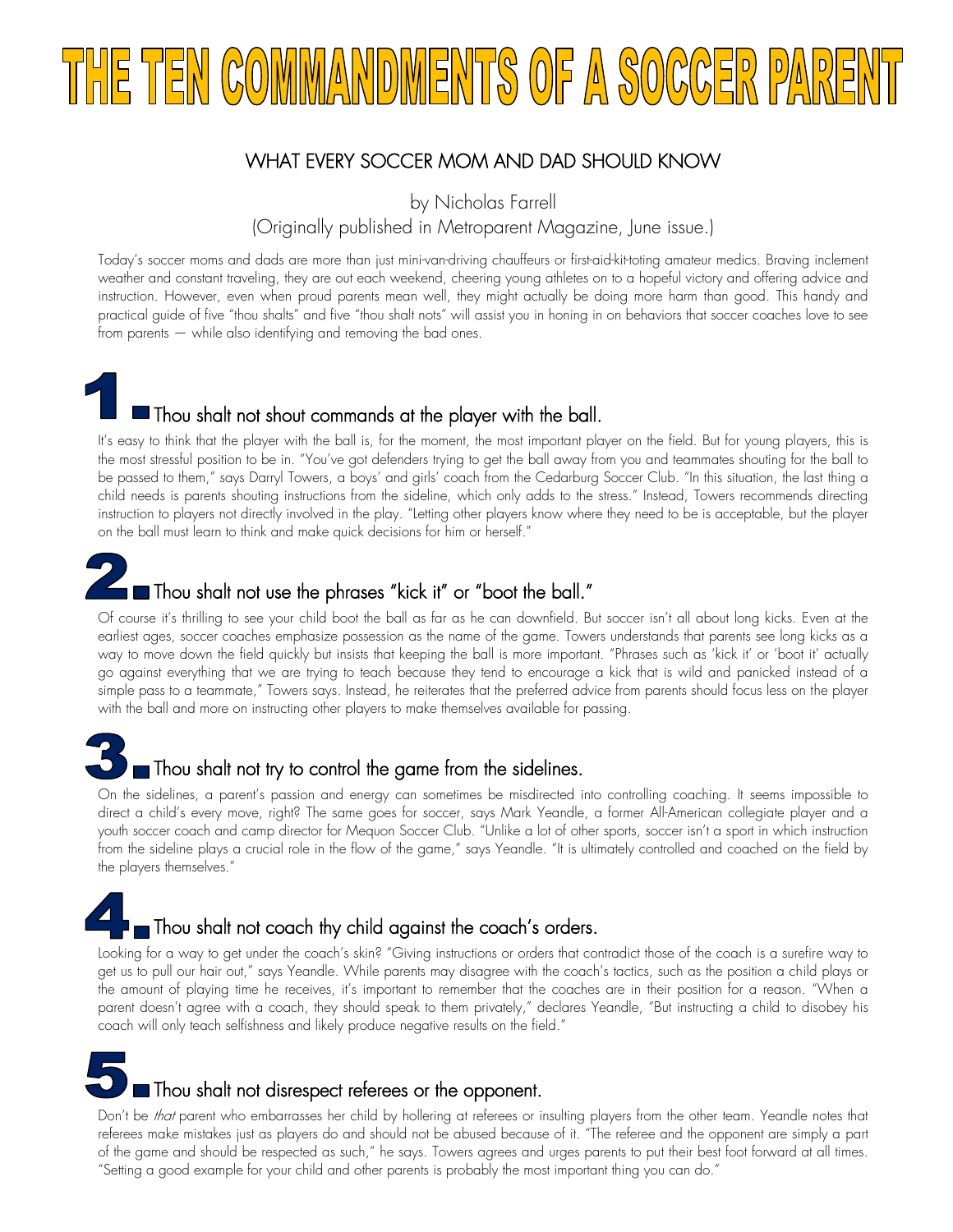# THE TEN COMMANDMENTS OF A SOCCER PARENT

## WHAT EVERY SOCCER MOM AND DAD SHOULD KNOW

by Nicholas Farrell
(Originally published in Metroparent Magazine, June issue.)

Today's soccer moms and dads are more than just mini-van-driving chauffeurs or first-aid-kit-toting amateur medics. Braving inclement weather and constant traveling, they are out each weekend, cheering young athletes on to a hopeful victory and offering advice and instruction. However, even when proud parents mean well, they might actually be doing more harm than good. This handy and practical guide of five "thou shalts" and five "thou shalt nots" will assist you in honing in on behaviors that soccer coaches love to see from parents — while also identifying and removing the bad ones.

### 1. Thou shalt not shout commands at the player with the ball.

It's easy to think that the player with the ball is, for the moment, the most important player on the field. But for young players, this is the most stressful position to be in. "You've got defenders trying to get the ball away from you and teammates shouting for the ball to be passed to them," says Darryl Towers, a boys' and girls' coach from the Cedarburg Soccer Club. "In this situation, the last thing a child needs is parents shouting instructions from the sideline, which only adds to the stress." Instead, Towers recommends directing instruction to players not directly involved in the play. "Letting other players know where they need to be is acceptable, but the player on the ball must learn to think and make quick decisions for him or herself."

### 2. Thou shalt not use the phrases "kick it" or "boot the ball."

Of course it's thrilling to see your child boot the ball as far as he can downfield. But soccer isn't all about long kicks. Even at the earliest ages, soccer coaches emphasize possession as the name of the game. Towers understands that parents see long kicks as a way to move down the field quickly but insists that keeping the ball is more important. "Phrases such as 'kick it' or 'boot it' actually go against everything that we are trying to teach because they tend to encourage a kick that is wild and panicked instead of a simple pass to a teammate," Towers says. Instead, he reiterates that the preferred advice from parents should focus less on the player with the ball and more on instructing other players to make themselves available for passing.

### 3. Thou shalt not try to control the game from the sidelines.

On the sidelines, a parent's passion and energy can sometimes be misdirected into controlling coaching. It seems impossible to direct a child's every move, right? The same goes for soccer, says Mark Yeandle, a former All-American collegiate player and a youth soccer coach and camp director for Mequon Soccer Club. "Unlike a lot of other sports, soccer isn't a sport in which instruction from the sideline plays a crucial role in the flow of the game," says Yeandle. "It is ultimately controlled and coached on the field by the players themselves."

### 4. Thou shalt not coach thy child against the coach's orders.

Looking for a way to get under the coach's skin? "Giving instructions or orders that contradict those of the coach is a surefire way to get us to pull our hair out," says Yeandle. While parents may disagree with the coach's tactics, such as the position a child plays or the amount of playing time he receives, it's important to remember that the coaches are in their position for a reason. "When a parent doesn't agree with a coach, they should speak to them privately," declares Yeandle, "But instructing a child to disobey his coach will only teach selfishness and likely produce negative results on the field."

### 5. Thou shalt not disrespect referees or the opponent.

Don't be *that* parent who embarrasses her child by hollering at referees or insulting players from the other team. Yeandle notes that referees make mistakes just as players do and should not be abused because of it. "The referee and the opponent are simply a part of the game and should be respected as such," he says. Towers agrees and urges parents to put their best foot forward at all times. "Setting a good example for your child and other parents is probably the most important thing you can do."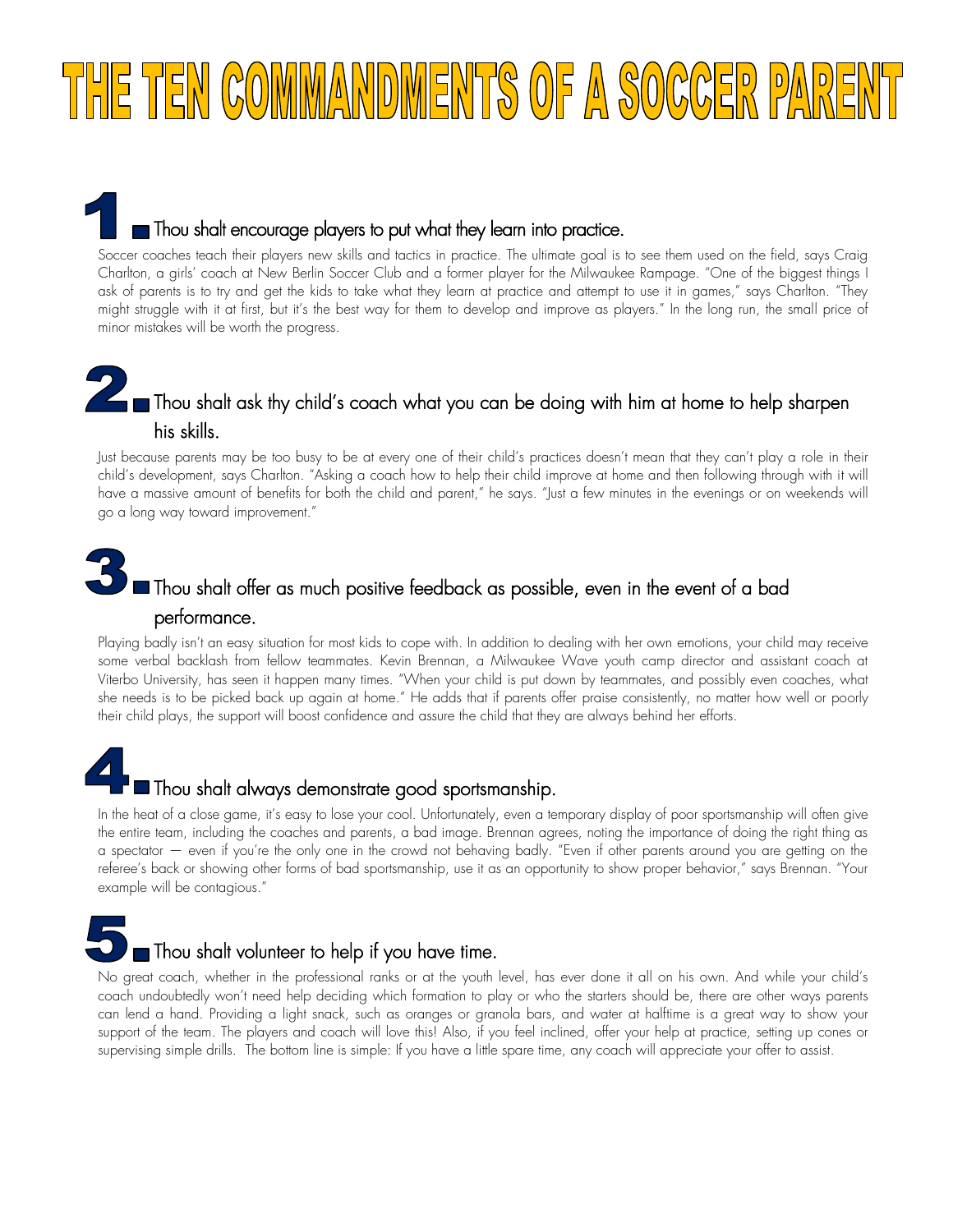# THE TEN COMMANDMENTS OF A SOCCER PARENT

## 1. Thou shalt encourage players to put what they learn into practice.

Soccer coaches teach their players new skills and tactics in practice. The ultimate goal is to see them used on the field, says Craig Charlton, a girls' coach at New Berlin Soccer Club and a former player for the Milwaukee Rampage. "One of the biggest things I ask of parents is to try and get the kids to take what they learn at practice and attempt to use it in games," says Charlton. "They might struggle with it at first, but it's the best way for them to develop and improve as players." In the long run, the small price of minor mistakes will be worth the progress.

## 2. Thou shalt ask thy child's coach what you can be doing with him at home to help sharpen his skills.

Just because parents may be too busy to be at every one of their child's practices doesn't mean that they can't play a role in their child's development, says Charlton. "Asking a coach how to help their child improve at home and then following through with it will have a massive amount of benefits for both the child and parent," he says. "Just a few minutes in the evenings or on weekends will go a long way toward improvement."

## 3. Thou shalt offer as much positive feedback as possible, even in the event of a bad performance.

Playing badly isn't an easy situation for most kids to cope with. In addition to dealing with her own emotions, your child may receive some verbal backlash from fellow teammates. Kevin Brennan, a Milwaukee Wave youth camp director and assistant coach at Viterbo University, has seen it happen many times. "When your child is put down by teammates, and possibly even coaches, what she needs is to be picked back up again at home." He adds that if parents offer praise consistently, no matter how well or poorly their child plays, the support will boost confidence and assure the child that they are always behind her efforts.

## 4. Thou shalt always demonstrate good sportsmanship.

In the heat of a close game, it's easy to lose your cool. Unfortunately, even a temporary display of poor sportsmanship will often give the entire team, including the coaches and parents, a bad image. Brennan agrees, noting the importance of doing the right thing as a spectator — even if you're the only one in the crowd not behaving badly. "Even if other parents around you are getting on the referee's back or showing other forms of bad sportsmanship, use it as an opportunity to show proper behavior," says Brennan. "Your example will be contagious."

## 5. Thou shalt volunteer to help if you have time.

No great coach, whether in the professional ranks or at the youth level, has ever done it all on his own. And while your child's coach undoubtedly won't need help deciding which formation to play or who the starters should be, there are other ways parents can lend a hand. Providing a light snack, such as oranges or granola bars, and water at halftime is a great way to show your support of the team. The players and coach will love this! Also, if you feel inclined, offer your help at practice, setting up cones or supervising simple drills. The bottom line is simple: If you have a little spare time, any coach will appreciate your offer to assist.